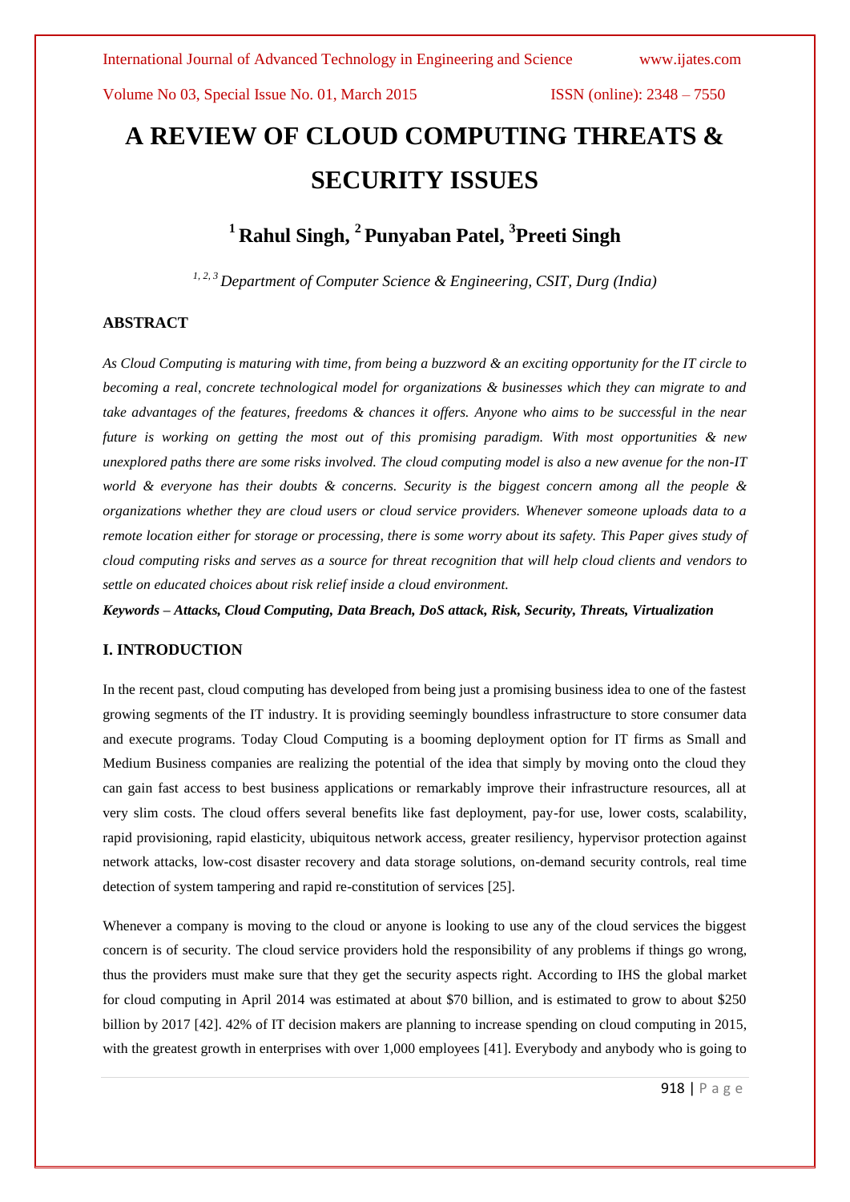# A REVIEW OF CLOUD COMPUTING THREATS & SECURITY ISSUES

## [1] Rahul Singh, [2] Punyaban Patel, [3] Preeti Singh

*[1, 2, 3] Department of Computer Science & Engineering, CSIT, Durg (India)*

### ABSTRACT

*As Cloud Computing is maturing with time, from being a buzzword & an exciting opportunity for the IT circle to becoming a real, concrete technological model for organizations & businesses which they can migrate to and take advantages of the features, freedoms & chances it offers. Anyone who aims to be successful in the near future is working on getting the most out of this promising paradigm. With most opportunities & new unexplored paths there are some risks involved. The cloud computing model is also a new avenue for the non-IT world & everyone has their doubts & concerns. Security is the biggest concern among all the people & organizations whether they are cloud users or cloud service providers. Whenever someone uploads data to a remote location either for storage or processing, there is some worry about its safety. This Paper gives study of cloud computing risks and serves as a source for threat recognition that will help cloud clients and vendors to settle on educated choices about risk relief inside a cloud environment.*

***Keywords – Attacks, Cloud Computing, Data Breach, DoS attack, Risk, Security, Threats, Virtualization***

### I. INTRODUCTION

In the recent past, cloud computing has developed from being just a promising business idea to one of the fastest growing segments of the IT industry. It is providing seemingly boundless infrastructure to store consumer data and execute programs. Today Cloud Computing is a booming deployment option for IT firms as Small and Medium Business companies are realizing the potential of the idea that simply by moving onto the cloud they can gain fast access to best business applications or remarkably improve their infrastructure resources, all at very slim costs. The cloud offers several benefits like fast deployment, pay-for use, lower costs, scalability, rapid provisioning, rapid elasticity, ubiquitous network access, greater resiliency, hypervisor protection against network attacks, low-cost disaster recovery and data storage solutions, on-demand security controls, real time detection of system tampering and rapid re-constitution of services [25].

Whenever a company is moving to the cloud or anyone is looking to use any of the cloud services the biggest concern is of security. The cloud service providers hold the responsibility of any problems if things go wrong, thus the providers must make sure that they get the security aspects right. According to IHS the global market for cloud computing in April 2014 was estimated at about $70 billion, and is estimated to grow to about $250 billion by 2017 [42]. 42% of IT decision makers are planning to increase spending on cloud computing in 2015, with the greatest growth in enterprises with over 1,000 employees [41]. Everybody and anybody who is going to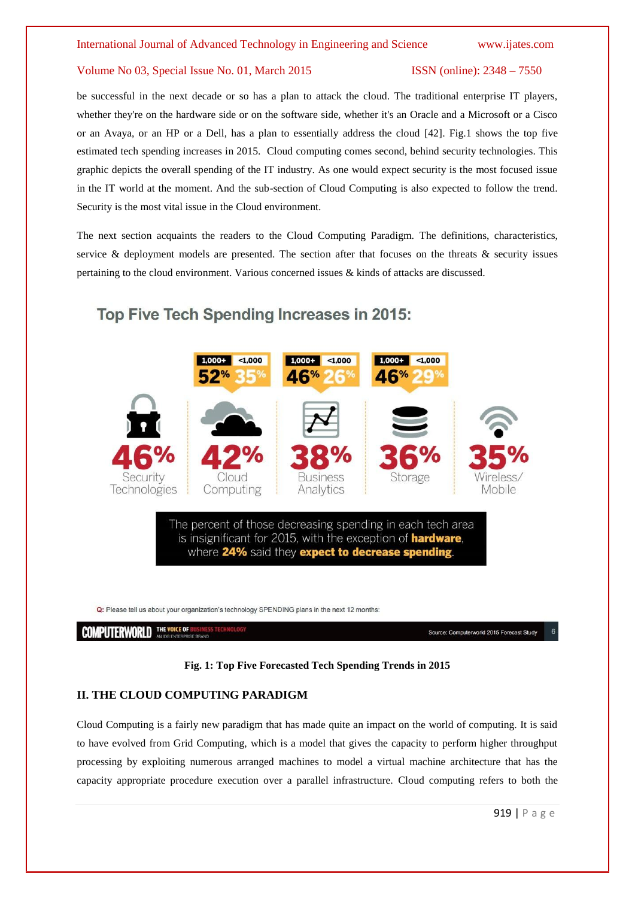be successful in the next decade or so has a plan to attack the cloud. The traditional enterprise IT players, whether they're on the hardware side or on the software side, whether it's an Oracle and a Microsoft or a Cisco or an Avaya, or an HP or a Dell, has a plan to essentially address the cloud [42]. Fig.1 shows the top five estimated tech spending increases in 2015. Cloud computing comes second, behind security technologies. This graphic depicts the overall spending of the IT industry. As one would expect security is the most focused issue in the IT world at the moment. And the sub-section of Cloud Computing is also expected to follow the trend. Security is the most vital issue in the Cloud environment.

The next section acquaints the readers to the Cloud Computing Paradigm. The definitions, characteristics, service & deployment models are presented. The section after that focuses on the threats & security issues pertaining to the cloud environment. Various concerned issues & kinds of attacks are discussed.

**Top Five Tech Spending Increases in 2015:**

| | 1,000+ | <1,000 |
|---|---|---|
| 46% Security Technologies | | |
| 42% Cloud Computing | 52% | 35% |
| 38% Business Analytics | 46% | 26% |
| 36% Storage | 46% | 29% |
| 35% Wireless/Mobile | | |

The percent of those decreasing spending in each tech area is insignificant for 2015, with the exception of **hardware**, where **24%** said they **expect to decrease spending**.

Q: Please tell us about your organization's technology SPENDING plans in the next 12 months:

COMPUTERWORLD THE VOICE OF BUSINESS TECHNOLOGY AN IDG ENTERPRISE BRAND — Source: Computerworld 2015 Forecast Study

**Fig. 1: Top Five Forecasted Tech Spending Trends in 2015**

## II. THE CLOUD COMPUTING PARADIGM

Cloud Computing is a fairly new paradigm that has made quite an impact on the world of computing. It is said to have evolved from Grid Computing, which is a model that gives the capacity to perform higher throughput processing by exploiting numerous arranged machines to model a virtual machine architecture that has the capacity appropriate procedure execution over a parallel infrastructure. Cloud computing refers to both the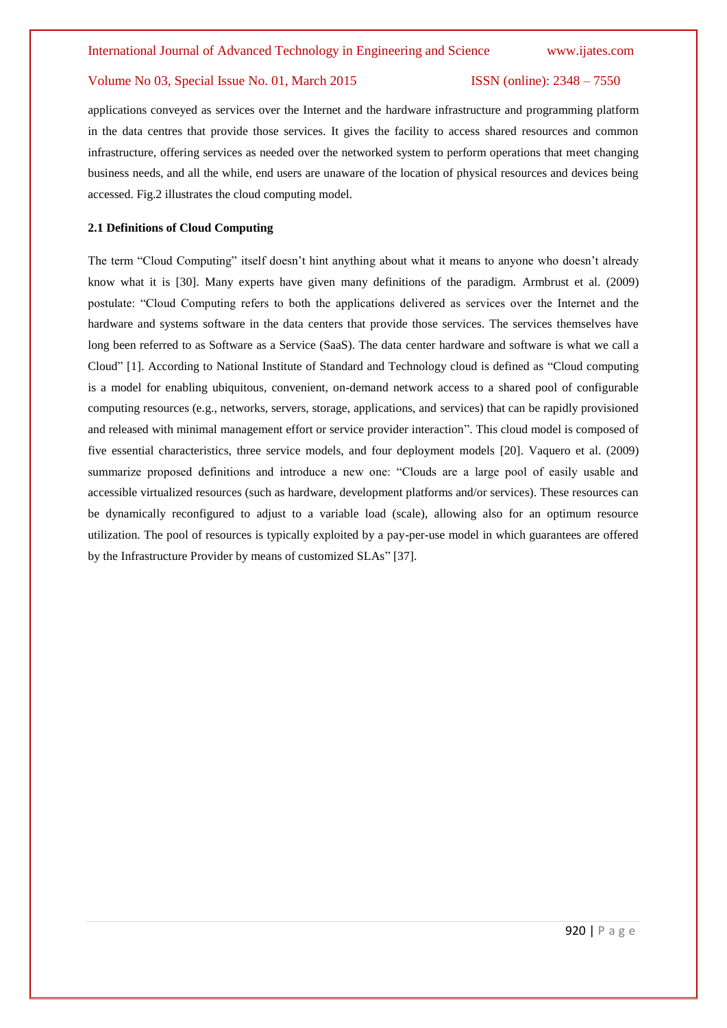applications conveyed as services over the Internet and the hardware infrastructure and programming platform in the data centres that provide those services. It gives the facility to access shared resources and common infrastructure, offering services as needed over the networked system to perform operations that meet changing business needs, and all the while, end users are unaware of the location of physical resources and devices being accessed. Fig.2 illustrates the cloud computing model.

### 2.1 Definitions of Cloud Computing

The term "Cloud Computing" itself doesn't hint anything about what it means to anyone who doesn't already know what it is [30]. Many experts have given many definitions of the paradigm. Armbrust et al. (2009) postulate: "Cloud Computing refers to both the applications delivered as services over the Internet and the hardware and systems software in the data centers that provide those services. The services themselves have long been referred to as Software as a Service (SaaS). The data center hardware and software is what we call a Cloud" [1]. According to National Institute of Standard and Technology cloud is defined as "Cloud computing is a model for enabling ubiquitous, convenient, on-demand network access to a shared pool of configurable computing resources (e.g., networks, servers, storage, applications, and services) that can be rapidly provisioned and released with minimal management effort or service provider interaction". This cloud model is composed of five essential characteristics, three service models, and four deployment models [20]. Vaquero et al. (2009) summarize proposed definitions and introduce a new one: "Clouds are a large pool of easily usable and accessible virtualized resources (such as hardware, development platforms and/or services). These resources can be dynamically reconfigured to adjust to a variable load (scale), allowing also for an optimum resource utilization. The pool of resources is typically exploited by a pay-per-use model in which guarantees are offered by the Infrastructure Provider by means of customized SLAs" [37].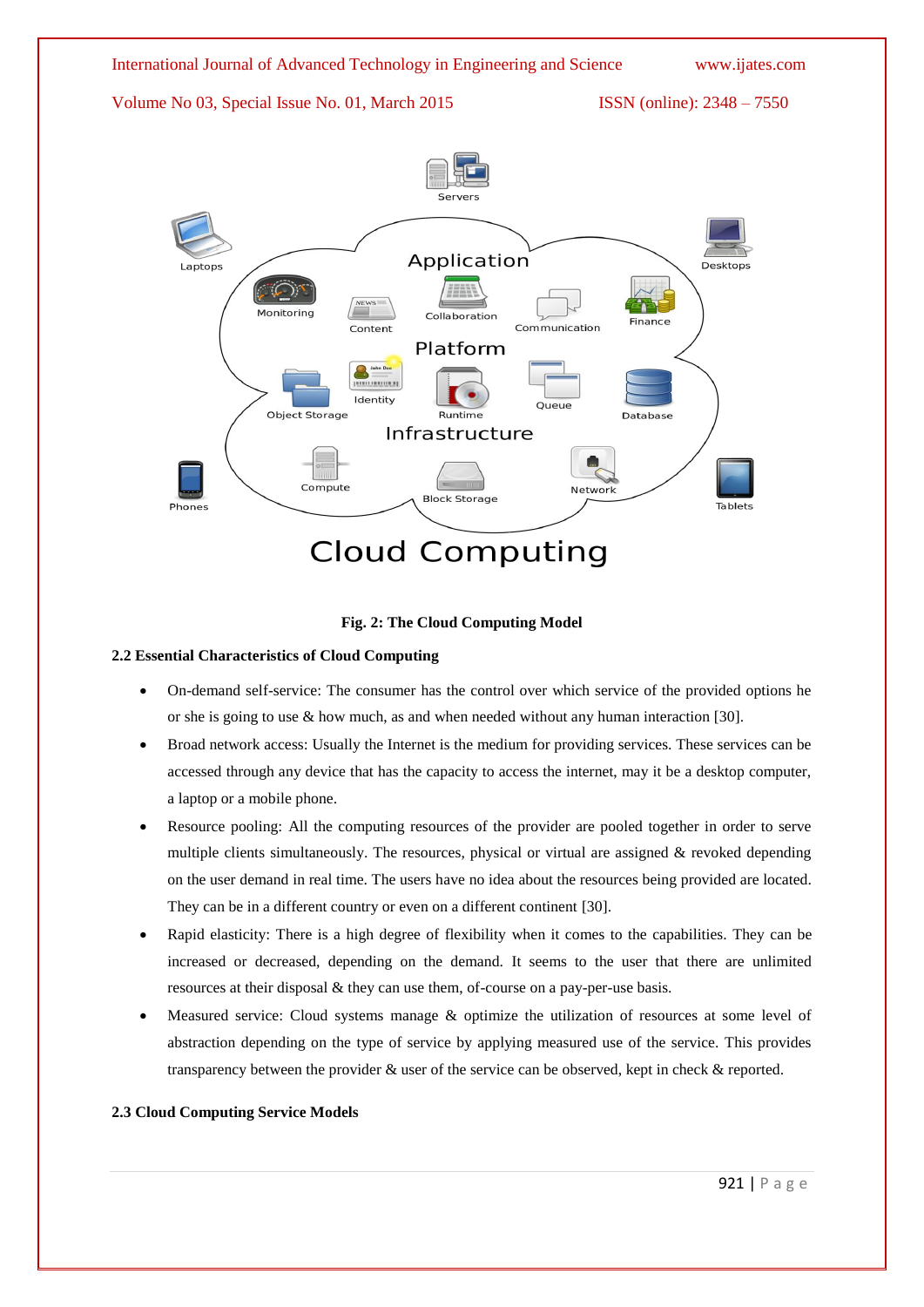Fig. 2: The Cloud Computing Model

### 2.2 Essential Characteristics of Cloud Computing

- On-demand self-service: The consumer has the control over which service of the provided options he or she is going to use & how much, as and when needed without any human interaction [30].
- Broad network access: Usually the Internet is the medium for providing services. These services can be accessed through any device that has the capacity to access the internet, may it be a desktop computer, a laptop or a mobile phone.
- Resource pooling: All the computing resources of the provider are pooled together in order to serve multiple clients simultaneously. The resources, physical or virtual are assigned & revoked depending on the user demand in real time. The users have no idea about the resources being provided are located. They can be in a different country or even on a different continent [30].
- Rapid elasticity: There is a high degree of flexibility when it comes to the capabilities. They can be increased or decreased, depending on the demand. It seems to the user that there are unlimited resources at their disposal & they can use them, of-course on a pay-per-use basis.
- Measured service: Cloud systems manage & optimize the utilization of resources at some level of abstraction depending on the type of service by applying measured use of the service. This provides transparency between the provider & user of the service can be observed, kept in check & reported.

### 2.3 Cloud Computing Service Models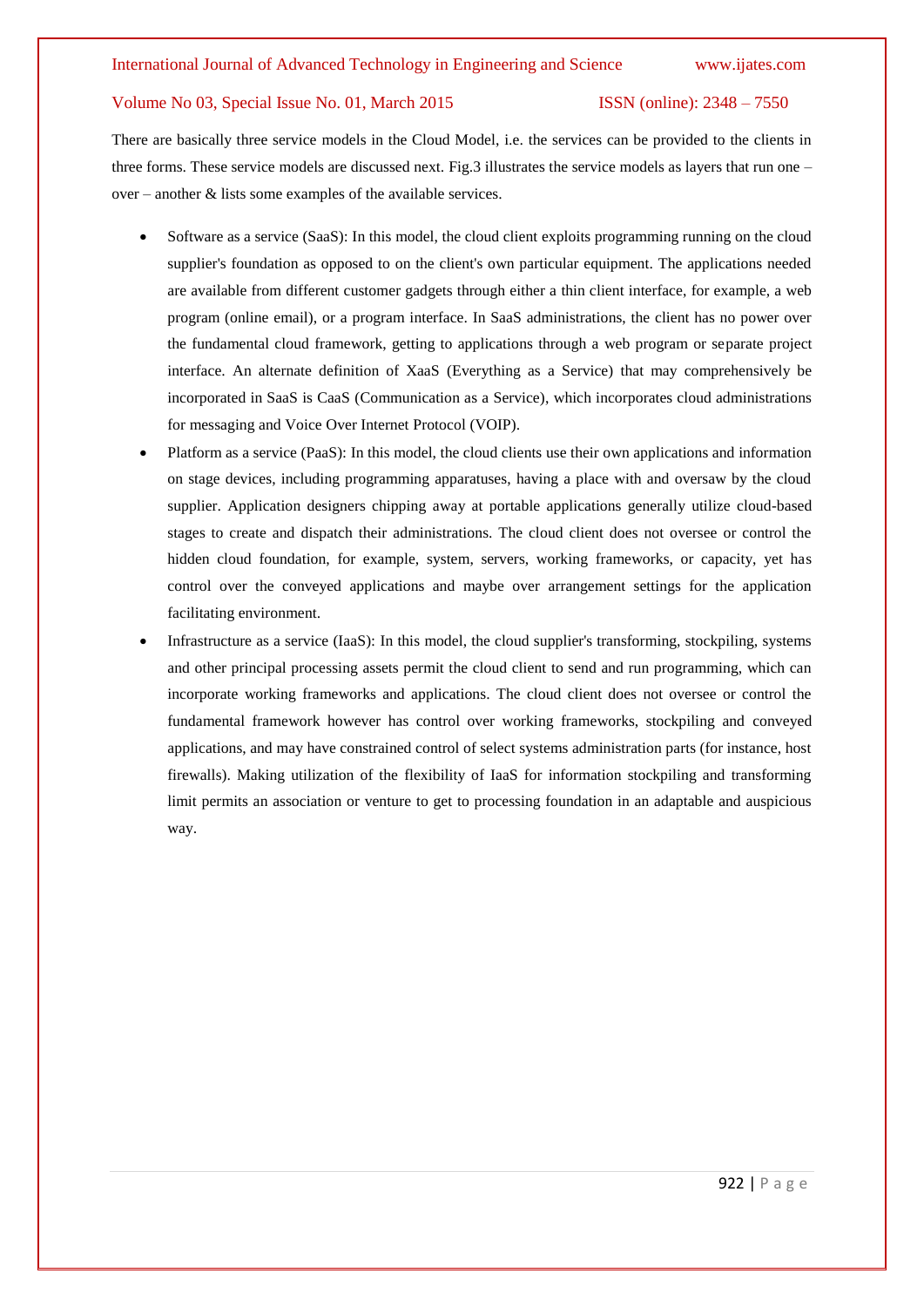There are basically three service models in the Cloud Model, i.e. the services can be provided to the clients in three forms. These service models are discussed next. Fig.3 illustrates the service models as layers that run one – over – another & lists some examples of the available services.

- Software as a service (SaaS): In this model, the cloud client exploits programming running on the cloud supplier's foundation as opposed to on the client's own particular equipment. The applications needed are available from different customer gadgets through either a thin client interface, for example, a web program (online email), or a program interface. In SaaS administrations, the client has no power over the fundamental cloud framework, getting to applications through a web program or separate project interface. An alternate definition of XaaS (Everything as a Service) that may comprehensively be incorporated in SaaS is CaaS (Communication as a Service), which incorporates cloud administrations for messaging and Voice Over Internet Protocol (VOIP).
- Platform as a service (PaaS): In this model, the cloud clients use their own applications and information on stage devices, including programming apparatuses, having a place with and oversaw by the cloud supplier. Application designers chipping away at portable applications generally utilize cloud-based stages to create and dispatch their administrations. The cloud client does not oversee or control the hidden cloud foundation, for example, system, servers, working frameworks, or capacity, yet has control over the conveyed applications and maybe over arrangement settings for the application facilitating environment.
- Infrastructure as a service (IaaS): In this model, the cloud supplier's transforming, stockpiling, systems and other principal processing assets permit the cloud client to send and run programming, which can incorporate working frameworks and applications. The cloud client does not oversee or control the fundamental framework however has control over working frameworks, stockpiling and conveyed applications, and may have constrained control of select systems administration parts (for instance, host firewalls). Making utilization of the flexibility of IaaS for information stockpiling and transforming limit permits an association or venture to get to processing foundation in an adaptable and auspicious way.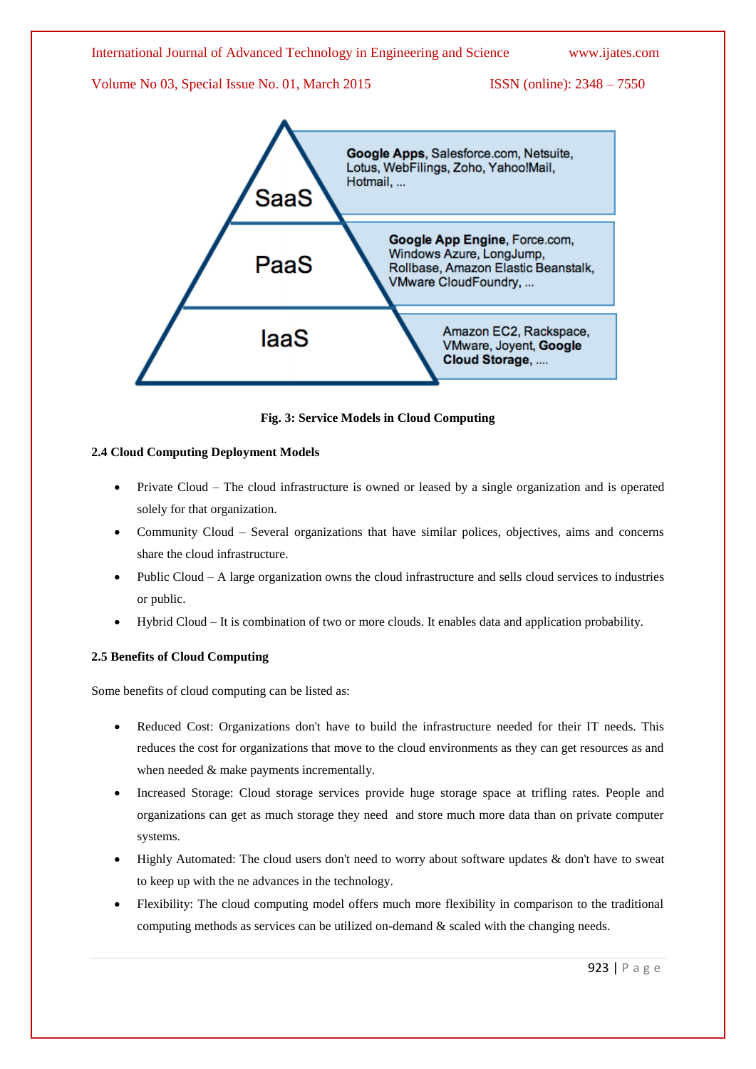| | |
|---|---|
| SaaS | **Google Apps**, Salesforce.com, Netsuite, Lotus, WebFilings, Zoho, Yahoo!Mail, Hotmail, ... |
| PaaS | **Google App Engine**, Force.com, Windows Azure, LongJump, Rollbase, Amazon Elastic Beanstalk, VMware CloudFoundry, ... |
| IaaS | Amazon EC2, Rackspace, VMware, Joyent, **Google Cloud Storage**, .... |

**Fig. 3: Service Models in Cloud Computing**

### 2.4 Cloud Computing Deployment Models

- Private Cloud – The cloud infrastructure is owned or leased by a single organization and is operated solely for that organization.
- Community Cloud – Several organizations that have similar polices, objectives, aims and concerns share the cloud infrastructure.
- Public Cloud – A large organization owns the cloud infrastructure and sells cloud services to industries or public.
- Hybrid Cloud – It is combination of two or more clouds. It enables data and application probability.

### 2.5 Benefits of Cloud Computing

Some benefits of cloud computing can be listed as:

- Reduced Cost: Organizations don't have to build the infrastructure needed for their IT needs. This reduces the cost for organizations that move to the cloud environments as they can get resources as and when needed & make payments incrementally.
- Increased Storage: Cloud storage services provide huge storage space at trifling rates. People and organizations can get as much storage they need and store much more data than on private computer systems.
- Highly Automated: The cloud users don't need to worry about software updates & don't have to sweat to keep up with the ne advances in the technology.
- Flexibility: The cloud computing model offers much more flexibility in comparison to the traditional computing methods as services can be utilized on-demand & scaled with the changing needs.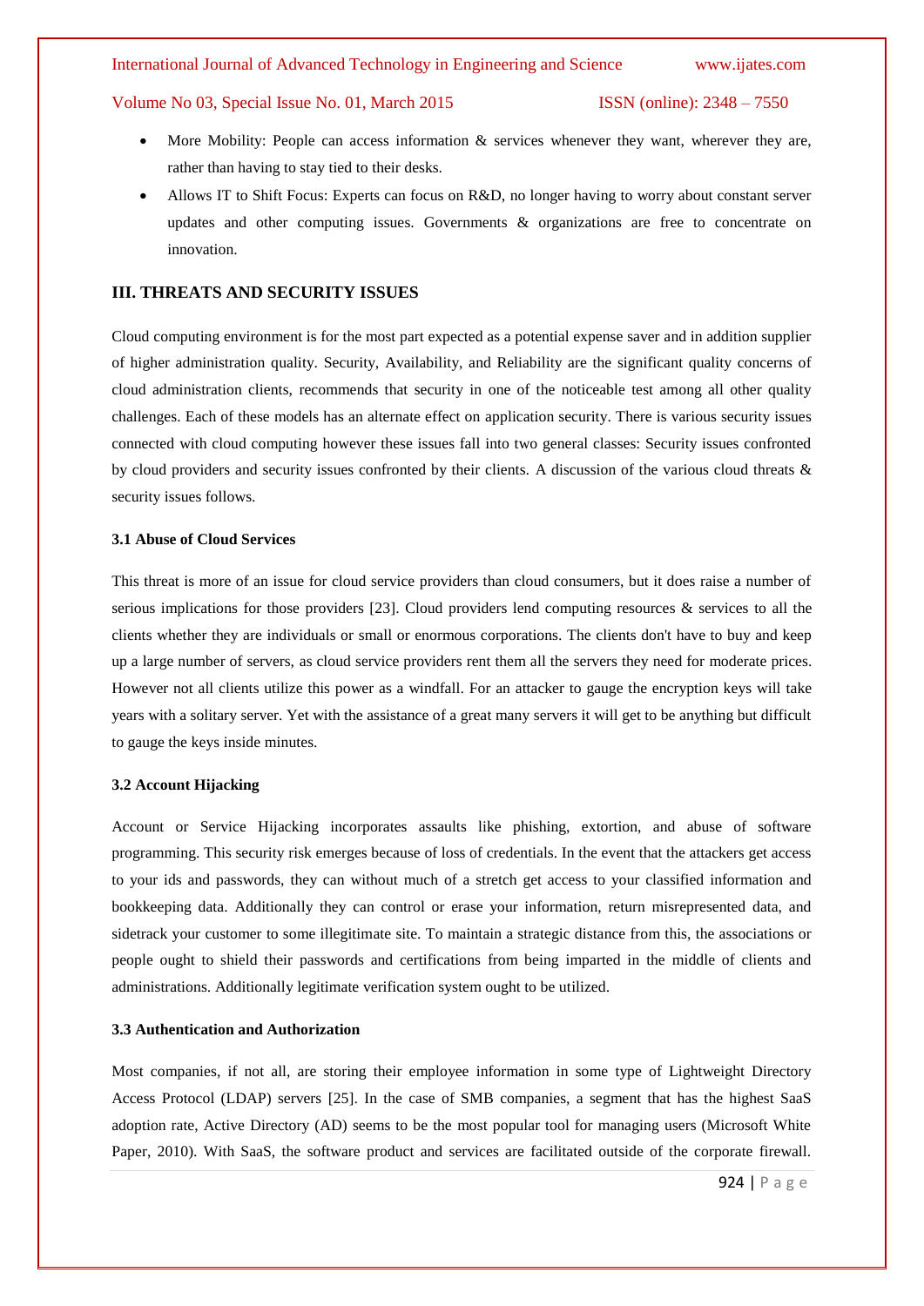- More Mobility: People can access information & services whenever they want, wherever they are, rather than having to stay tied to their desks.
- Allows IT to Shift Focus: Experts can focus on R&D, no longer having to worry about constant server updates and other computing issues. Governments & organizations are free to concentrate on innovation.

## III. THREATS AND SECURITY ISSUES

Cloud computing environment is for the most part expected as a potential expense saver and in addition supplier of higher administration quality. Security, Availability, and Reliability are the significant quality concerns of cloud administration clients, recommends that security in one of the noticeable test among all other quality challenges. Each of these models has an alternate effect on application security. There is various security issues connected with cloud computing however these issues fall into two general classes: Security issues confronted by cloud providers and security issues confronted by their clients. A discussion of the various cloud threats & security issues follows.

### 3.1 Abuse of Cloud Services

This threat is more of an issue for cloud service providers than cloud consumers, but it does raise a number of serious implications for those providers [23]. Cloud providers lend computing resources & services to all the clients whether they are individuals or small or enormous corporations. The clients don't have to buy and keep up a large number of servers, as cloud service providers rent them all the servers they need for moderate prices. However not all clients utilize this power as a windfall. For an attacker to gauge the encryption keys will take years with a solitary server. Yet with the assistance of a great many servers it will get to be anything but difficult to gauge the keys inside minutes.

### 3.2 Account Hijacking

Account or Service Hijacking incorporates assaults like phishing, extortion, and abuse of software programming. This security risk emerges because of loss of credentials. In the event that the attackers get access to your ids and passwords, they can without much of a stretch get access to your classified information and bookkeeping data. Additionally they can control or erase your information, return misrepresented data, and sidetrack your customer to some illegitimate site. To maintain a strategic distance from this, the associations or people ought to shield their passwords and certifications from being imparted in the middle of clients and administrations. Additionally legitimate verification system ought to be utilized.

### 3.3 Authentication and Authorization

Most companies, if not all, are storing their employee information in some type of Lightweight Directory Access Protocol (LDAP) servers [25]. In the case of SMB companies, a segment that has the highest SaaS adoption rate, Active Directory (AD) seems to be the most popular tool for managing users (Microsoft White Paper, 2010). With SaaS, the software product and services are facilitated outside of the corporate firewall.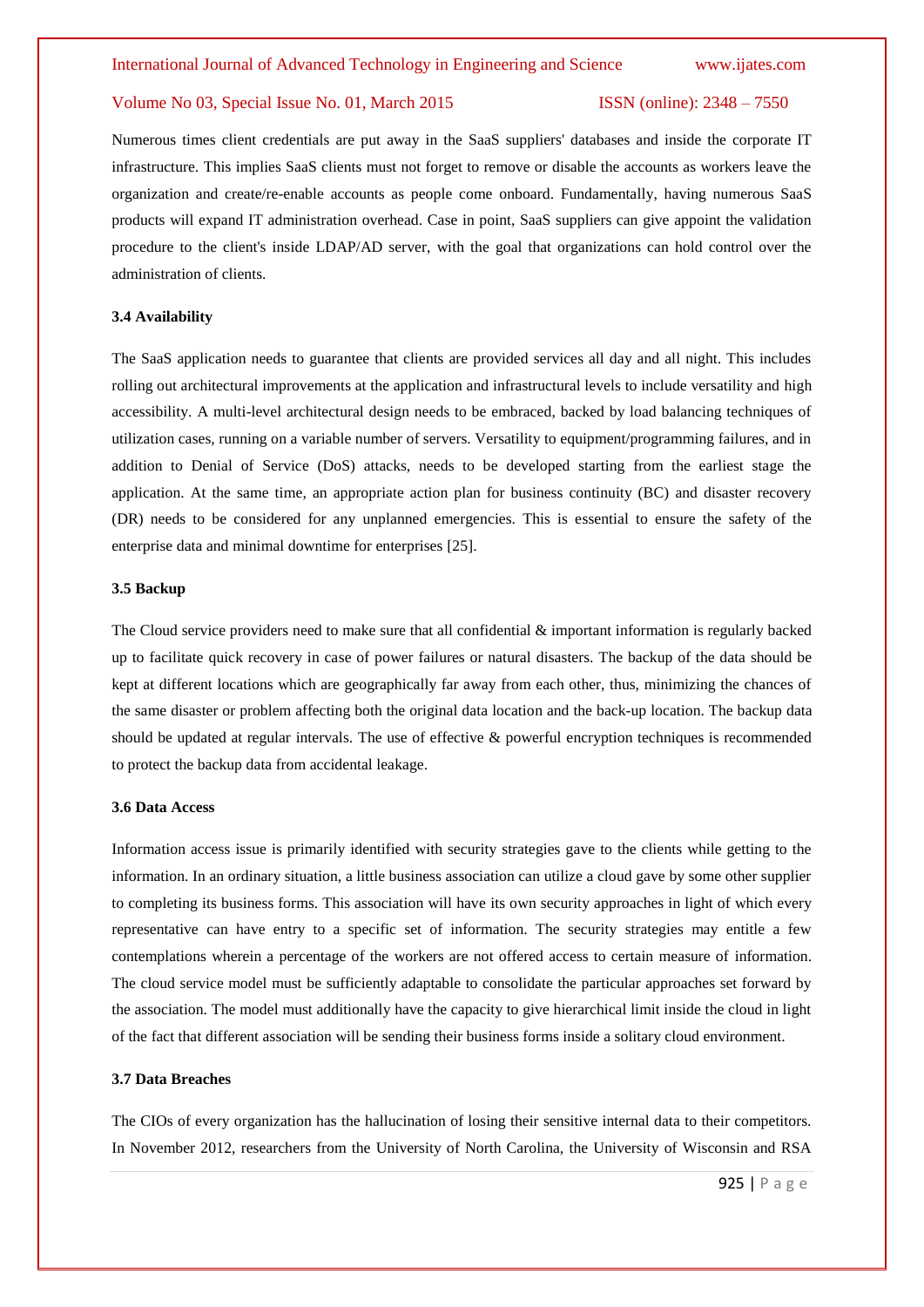Numerous times client credentials are put away in the SaaS suppliers' databases and inside the corporate IT infrastructure. This implies SaaS clients must not forget to remove or disable the accounts as workers leave the organization and create/re-enable accounts as people come onboard. Fundamentally, having numerous SaaS products will expand IT administration overhead. Case in point, SaaS suppliers can give appoint the validation procedure to the client's inside LDAP/AD server, with the goal that organizations can hold control over the administration of clients.

### 3.4 Availability

The SaaS application needs to guarantee that clients are provided services all day and all night. This includes rolling out architectural improvements at the application and infrastructural levels to include versatility and high accessibility. A multi-level architectural design needs to be embraced, backed by load balancing techniques of utilization cases, running on a variable number of servers. Versatility to equipment/programming failures, and in addition to Denial of Service (DoS) attacks, needs to be developed starting from the earliest stage the application. At the same time, an appropriate action plan for business continuity (BC) and disaster recovery (DR) needs to be considered for any unplanned emergencies. This is essential to ensure the safety of the enterprise data and minimal downtime for enterprises [25].

### 3.5 Backup

The Cloud service providers need to make sure that all confidential & important information is regularly backed up to facilitate quick recovery in case of power failures or natural disasters. The backup of the data should be kept at different locations which are geographically far away from each other, thus, minimizing the chances of the same disaster or problem affecting both the original data location and the back-up location. The backup data should be updated at regular intervals. The use of effective & powerful encryption techniques is recommended to protect the backup data from accidental leakage.

### 3.6 Data Access

Information access issue is primarily identified with security strategies gave to the clients while getting to the information. In an ordinary situation, a little business association can utilize a cloud gave by some other supplier to completing its business forms. This association will have its own security approaches in light of which every representative can have entry to a specific set of information. The security strategies may entitle a few contemplations wherein a percentage of the workers are not offered access to certain measure of information. The cloud service model must be sufficiently adaptable to consolidate the particular approaches set forward by the association. The model must additionally have the capacity to give hierarchical limit inside the cloud in light of the fact that different association will be sending their business forms inside a solitary cloud environment.

### 3.7 Data Breaches

The CIOs of every organization has the hallucination of losing their sensitive internal data to their competitors. In November 2012, researchers from the University of North Carolina, the University of Wisconsin and RSA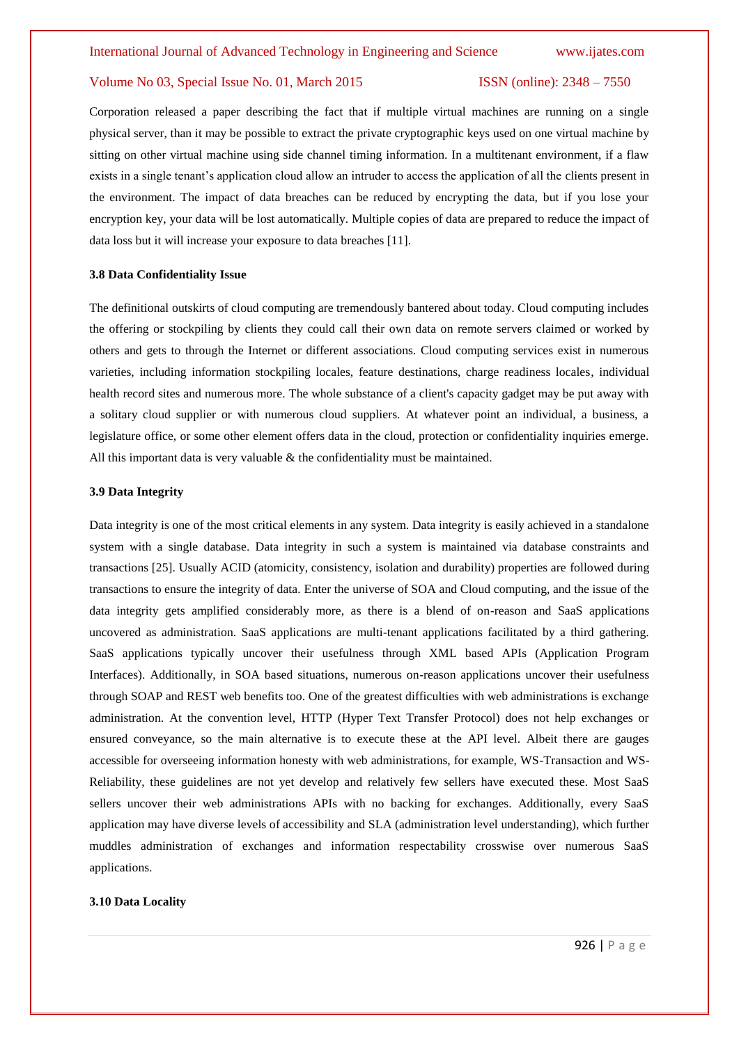Corporation released a paper describing the fact that if multiple virtual machines are running on a single physical server, than it may be possible to extract the private cryptographic keys used on one virtual machine by sitting on other virtual machine using side channel timing information. In a multitenant environment, if a flaw exists in a single tenant's application cloud allow an intruder to access the application of all the clients present in the environment. The impact of data breaches can be reduced by encrypting the data, but if you lose your encryption key, your data will be lost automatically. Multiple copies of data are prepared to reduce the impact of data loss but it will increase your exposure to data breaches [11].

### 3.8 Data Confidentiality Issue

The definitional outskirts of cloud computing are tremendously bantered about today. Cloud computing includes the offering or stockpiling by clients they could call their own data on remote servers claimed or worked by others and gets to through the Internet or different associations. Cloud computing services exist in numerous varieties, including information stockpiling locales, feature destinations, charge readiness locales, individual health record sites and numerous more. The whole substance of a client's capacity gadget may be put away with a solitary cloud supplier or with numerous cloud suppliers. At whatever point an individual, a business, a legislature office, or some other element offers data in the cloud, protection or confidentiality inquiries emerge. All this important data is very valuable & the confidentiality must be maintained.

### 3.9 Data Integrity

Data integrity is one of the most critical elements in any system. Data integrity is easily achieved in a standalone system with a single database. Data integrity in such a system is maintained via database constraints and transactions [25]. Usually ACID (atomicity, consistency, isolation and durability) properties are followed during transactions to ensure the integrity of data. Enter the universe of SOA and Cloud computing, and the issue of the data integrity gets amplified considerably more, as there is a blend of on-reason and SaaS applications uncovered as administration. SaaS applications are multi-tenant applications facilitated by a third gathering. SaaS applications typically uncover their usefulness through XML based APIs (Application Program Interfaces). Additionally, in SOA based situations, numerous on-reason applications uncover their usefulness through SOAP and REST web benefits too. One of the greatest difficulties with web administrations is exchange administration. At the convention level, HTTP (Hyper Text Transfer Protocol) does not help exchanges or ensured conveyance, so the main alternative is to execute these at the API level. Albeit there are gauges accessible for overseeing information honesty with web administrations, for example, WS-Transaction and WS-Reliability, these guidelines are not yet develop and relatively few sellers have executed these. Most SaaS sellers uncover their web administrations APIs with no backing for exchanges. Additionally, every SaaS application may have diverse levels of accessibility and SLA (administration level understanding), which further muddles administration of exchanges and information respectability crosswise over numerous SaaS applications.

### 3.10 Data Locality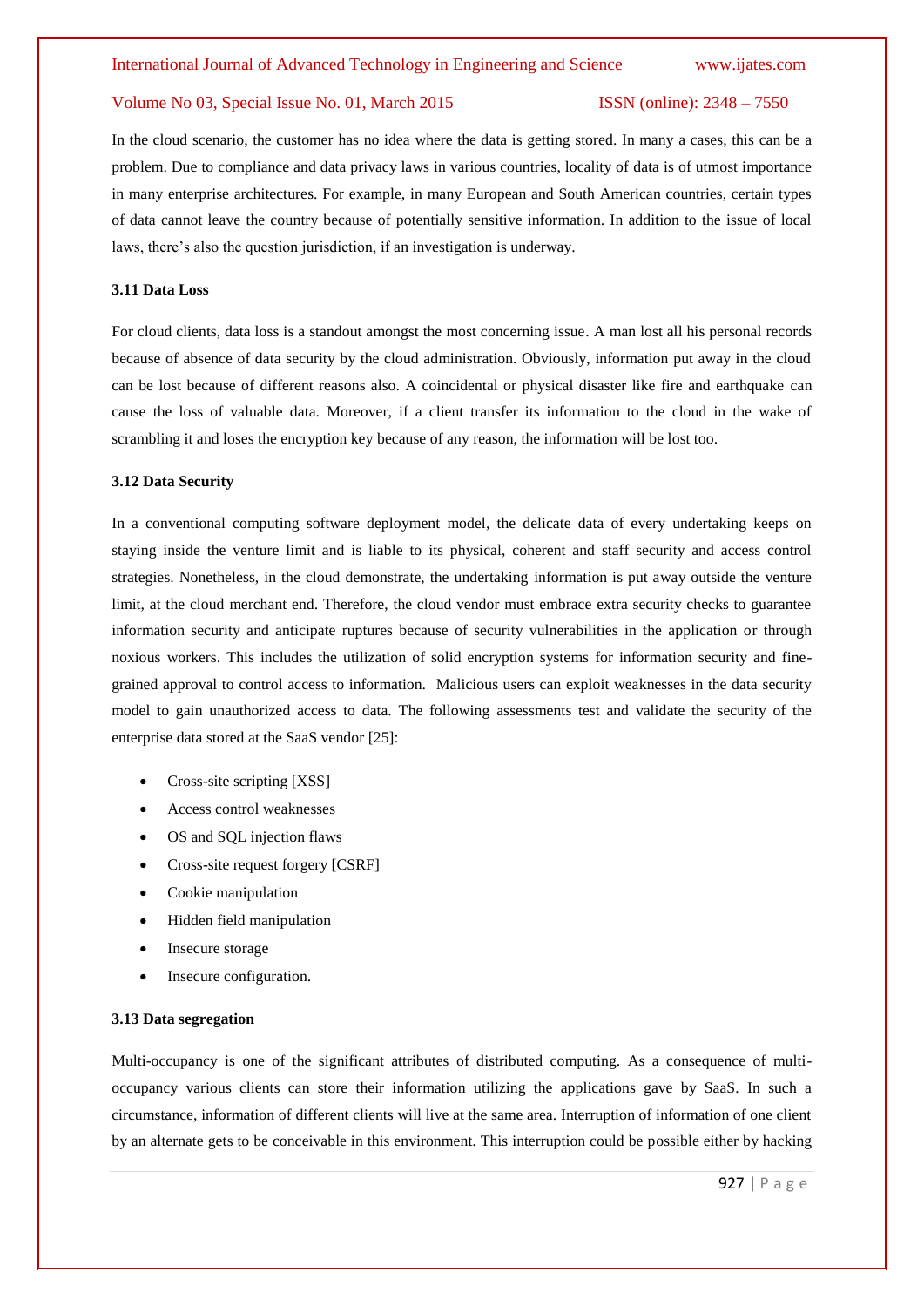In the cloud scenario, the customer has no idea where the data is getting stored. In many a cases, this can be a problem. Due to compliance and data privacy laws in various countries, locality of data is of utmost importance in many enterprise architectures. For example, in many European and South American countries, certain types of data cannot leave the country because of potentially sensitive information. In addition to the issue of local laws, there's also the question jurisdiction, if an investigation is underway.

### 3.11 Data Loss

For cloud clients, data loss is a standout amongst the most concerning issue. A man lost all his personal records because of absence of data security by the cloud administration. Obviously, information put away in the cloud can be lost because of different reasons also. A coincidental or physical disaster like fire and earthquake can cause the loss of valuable data. Moreover, if a client transfer its information to the cloud in the wake of scrambling it and loses the encryption key because of any reason, the information will be lost too.

### 3.12 Data Security

In a conventional computing software deployment model, the delicate data of every undertaking keeps on staying inside the venture limit and is liable to its physical, coherent and staff security and access control strategies. Nonetheless, in the cloud demonstrate, the undertaking information is put away outside the venture limit, at the cloud merchant end. Therefore, the cloud vendor must embrace extra security checks to guarantee information security and anticipate ruptures because of security vulnerabilities in the application or through noxious workers. This includes the utilization of solid encryption systems for information security and fine-grained approval to control access to information. Malicious users can exploit weaknesses in the data security model to gain unauthorized access to data. The following assessments test and validate the security of the enterprise data stored at the SaaS vendor [25]:

- Cross-site scripting [XSS]
- Access control weaknesses
- OS and SQL injection flaws
- Cross-site request forgery [CSRF]
- Cookie manipulation
- Hidden field manipulation
- Insecure storage
- Insecure configuration.

### 3.13 Data segregation

Multi-occupancy is one of the significant attributes of distributed computing. As a consequence of multi-occupancy various clients can store their information utilizing the applications gave by SaaS. In such a circumstance, information of different clients will live at the same area. Interruption of information of one client by an alternate gets to be conceivable in this environment. This interruption could be possible either by hacking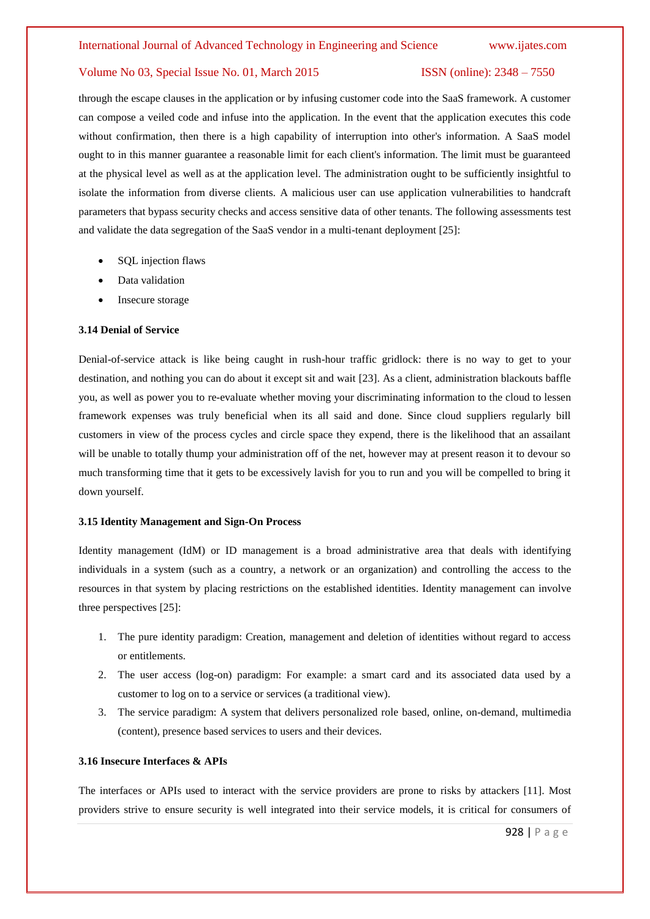through the escape clauses in the application or by infusing customer code into the SaaS framework. A customer can compose a veiled code and infuse into the application. In the event that the application executes this code without confirmation, then there is a high capability of interruption into other's information. A SaaS model ought to in this manner guarantee a reasonable limit for each client's information. The limit must be guaranteed at the physical level as well as at the application level. The administration ought to be sufficiently insightful to isolate the information from diverse clients. A malicious user can use application vulnerabilities to handcraft parameters that bypass security checks and access sensitive data of other tenants. The following assessments test and validate the data segregation of the SaaS vendor in a multi-tenant deployment [25]:

- SQL injection flaws
- Data validation
- Insecure storage

### 3.14 Denial of Service

Denial-of-service attack is like being caught in rush-hour traffic gridlock: there is no way to get to your destination, and nothing you can do about it except sit and wait [23]. As a client, administration blackouts baffle you, as well as power you to re-evaluate whether moving your discriminating information to the cloud to lessen framework expenses was truly beneficial when its all said and done. Since cloud suppliers regularly bill customers in view of the process cycles and circle space they expend, there is the likelihood that an assailant will be unable to totally thump your administration off of the net, however may at present reason it to devour so much transforming time that it gets to be excessively lavish for you to run and you will be compelled to bring it down yourself.

### 3.15 Identity Management and Sign-On Process

Identity management (IdM) or ID management is a broad administrative area that deals with identifying individuals in a system (such as a country, a network or an organization) and controlling the access to the resources in that system by placing restrictions on the established identities. Identity management can involve three perspectives [25]:

1. The pure identity paradigm: Creation, management and deletion of identities without regard to access or entitlements.
2. The user access (log-on) paradigm: For example: a smart card and its associated data used by a customer to log on to a service or services (a traditional view).
3. The service paradigm: A system that delivers personalized role based, online, on-demand, multimedia (content), presence based services to users and their devices.

### 3.16 Insecure Interfaces & APIs

The interfaces or APIs used to interact with the service providers are prone to risks by attackers [11]. Most providers strive to ensure security is well integrated into their service models, it is critical for consumers of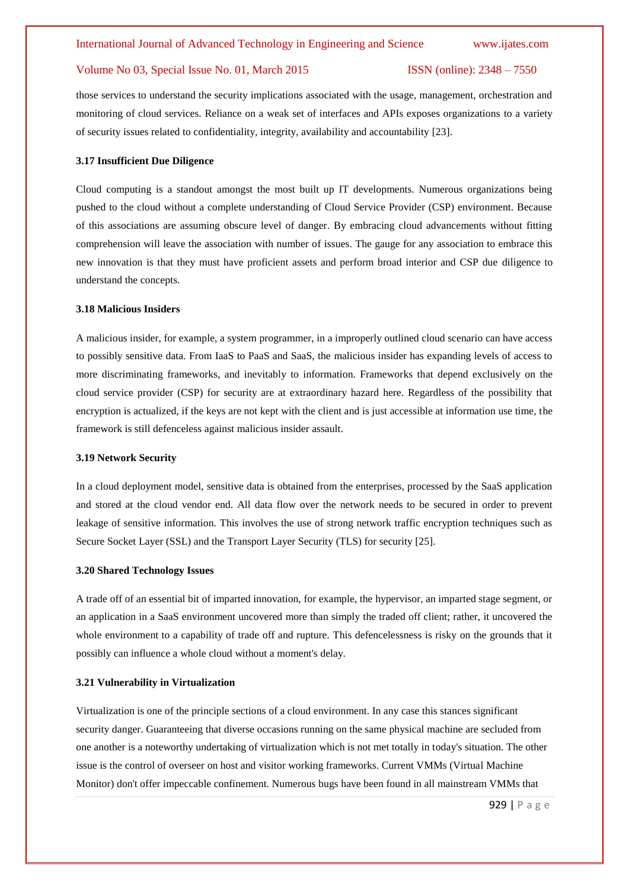those services to understand the security implications associated with the usage, management, orchestration and monitoring of cloud services. Reliance on a weak set of interfaces and APIs exposes organizations to a variety of security issues related to confidentiality, integrity, availability and accountability [23].

### 3.17 Insufficient Due Diligence

Cloud computing is a standout amongst the most built up IT developments. Numerous organizations being pushed to the cloud without a complete understanding of Cloud Service Provider (CSP) environment. Because of this associations are assuming obscure level of danger. By embracing cloud advancements without fitting comprehension will leave the association with number of issues. The gauge for any association to embrace this new innovation is that they must have proficient assets and perform broad interior and CSP due diligence to understand the concepts.

### 3.18 Malicious Insiders

A malicious insider, for example, a system programmer, in a improperly outlined cloud scenario can have access to possibly sensitive data. From IaaS to PaaS and SaaS, the malicious insider has expanding levels of access to more discriminating frameworks, and inevitably to information. Frameworks that depend exclusively on the cloud service provider (CSP) for security are at extraordinary hazard here. Regardless of the possibility that encryption is actualized, if the keys are not kept with the client and is just accessible at information use time, the framework is still defenceless against malicious insider assault.

### 3.19 Network Security

In a cloud deployment model, sensitive data is obtained from the enterprises, processed by the SaaS application and stored at the cloud vendor end. All data flow over the network needs to be secured in order to prevent leakage of sensitive information. This involves the use of strong network traffic encryption techniques such as Secure Socket Layer (SSL) and the Transport Layer Security (TLS) for security [25].

### 3.20 Shared Technology Issues

A trade off of an essential bit of imparted innovation, for example, the hypervisor, an imparted stage segment, or an application in a SaaS environment uncovered more than simply the traded off client; rather, it uncovered the whole environment to a capability of trade off and rupture. This defencelessness is risky on the grounds that it possibly can influence a whole cloud without a moment's delay.

### 3.21 Vulnerability in Virtualization

Virtualization is one of the principle sections of a cloud environment. In any case this stances significant security danger. Guaranteeing that diverse occasions running on the same physical machine are secluded from one another is a noteworthy undertaking of virtualization which is not met totally in today's situation. The other issue is the control of overseer on host and visitor working frameworks. Current VMMs (Virtual Machine Monitor) don't offer impeccable confinement. Numerous bugs have been found in all mainstream VMMs that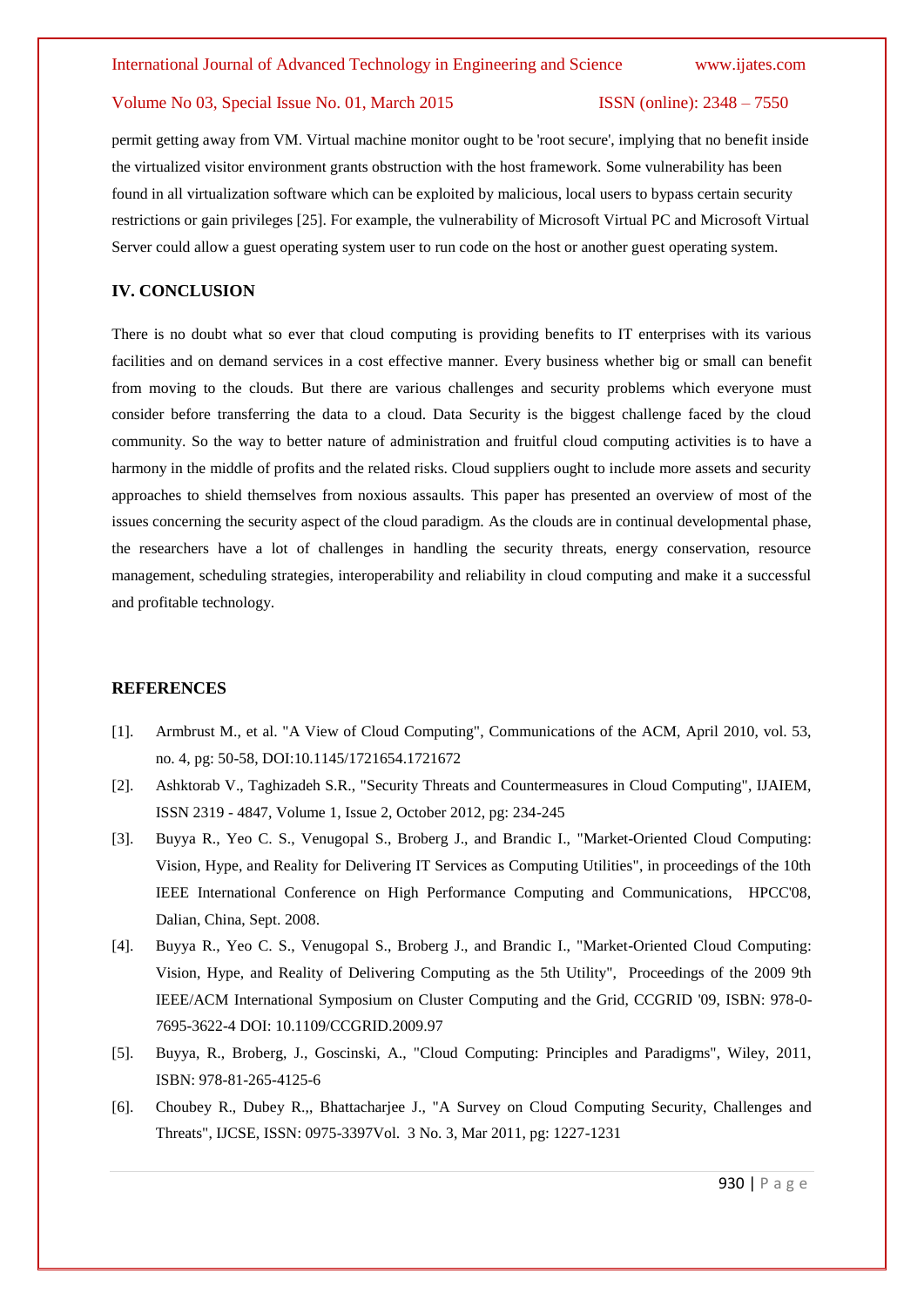permit getting away from VM. Virtual machine monitor ought to be 'root secure', implying that no benefit inside the virtualized visitor environment grants obstruction with the host framework. Some vulnerability has been found in all virtualization software which can be exploited by malicious, local users to bypass certain security restrictions or gain privileges [25]. For example, the vulnerability of Microsoft Virtual PC and Microsoft Virtual Server could allow a guest operating system user to run code on the host or another guest operating system.

## IV. CONCLUSION

There is no doubt what so ever that cloud computing is providing benefits to IT enterprises with its various facilities and on demand services in a cost effective manner. Every business whether big or small can benefit from moving to the clouds. But there are various challenges and security problems which everyone must consider before transferring the data to a cloud. Data Security is the biggest challenge faced by the cloud community. So the way to better nature of administration and fruitful cloud computing activities is to have a harmony in the middle of profits and the related risks. Cloud suppliers ought to include more assets and security approaches to shield themselves from noxious assaults. This paper has presented an overview of most of the issues concerning the security aspect of the cloud paradigm. As the clouds are in continual developmental phase, the researchers have a lot of challenges in handling the security threats, energy conservation, resource management, scheduling strategies, interoperability and reliability in cloud computing and make it a successful and profitable technology.

## REFERENCES

[1]. Armbrust M., et al. "A View of Cloud Computing", Communications of the ACM, April 2010, vol. 53, no. 4, pg: 50-58, DOI:10.1145/1721654.1721672

[2]. Ashktorab V., Taghizadeh S.R., "Security Threats and Countermeasures in Cloud Computing", IJAIEM, ISSN 2319 - 4847, Volume 1, Issue 2, October 2012, pg: 234-245

[3]. Buyya R., Yeo C. S., Venugopal S., Broberg J., and Brandic I., "Market-Oriented Cloud Computing: Vision, Hype, and Reality for Delivering IT Services as Computing Utilities", in proceedings of the 10th IEEE International Conference on High Performance Computing and Communications, HPCC'08, Dalian, China, Sept. 2008.

[4]. Buyya R., Yeo C. S., Venugopal S., Broberg J., and Brandic I., "Market-Oriented Cloud Computing: Vision, Hype, and Reality of Delivering Computing as the 5th Utility", Proceedings of the 2009 9th IEEE/ACM International Symposium on Cluster Computing and the Grid, CCGRID '09, ISBN: 978-0-7695-3622-4 DOI: 10.1109/CCGRID.2009.97

[5]. Buyya, R., Broberg, J., Goscinski, A., "Cloud Computing: Principles and Paradigms", Wiley, 2011, ISBN: 978-81-265-4125-6

[6]. Choubey R., Dubey R.,, Bhattacharjee J., "A Survey on Cloud Computing Security, Challenges and Threats", IJCSE, ISSN: 0975-3397Vol. 3 No. 3, Mar 2011, pg: 1227-1231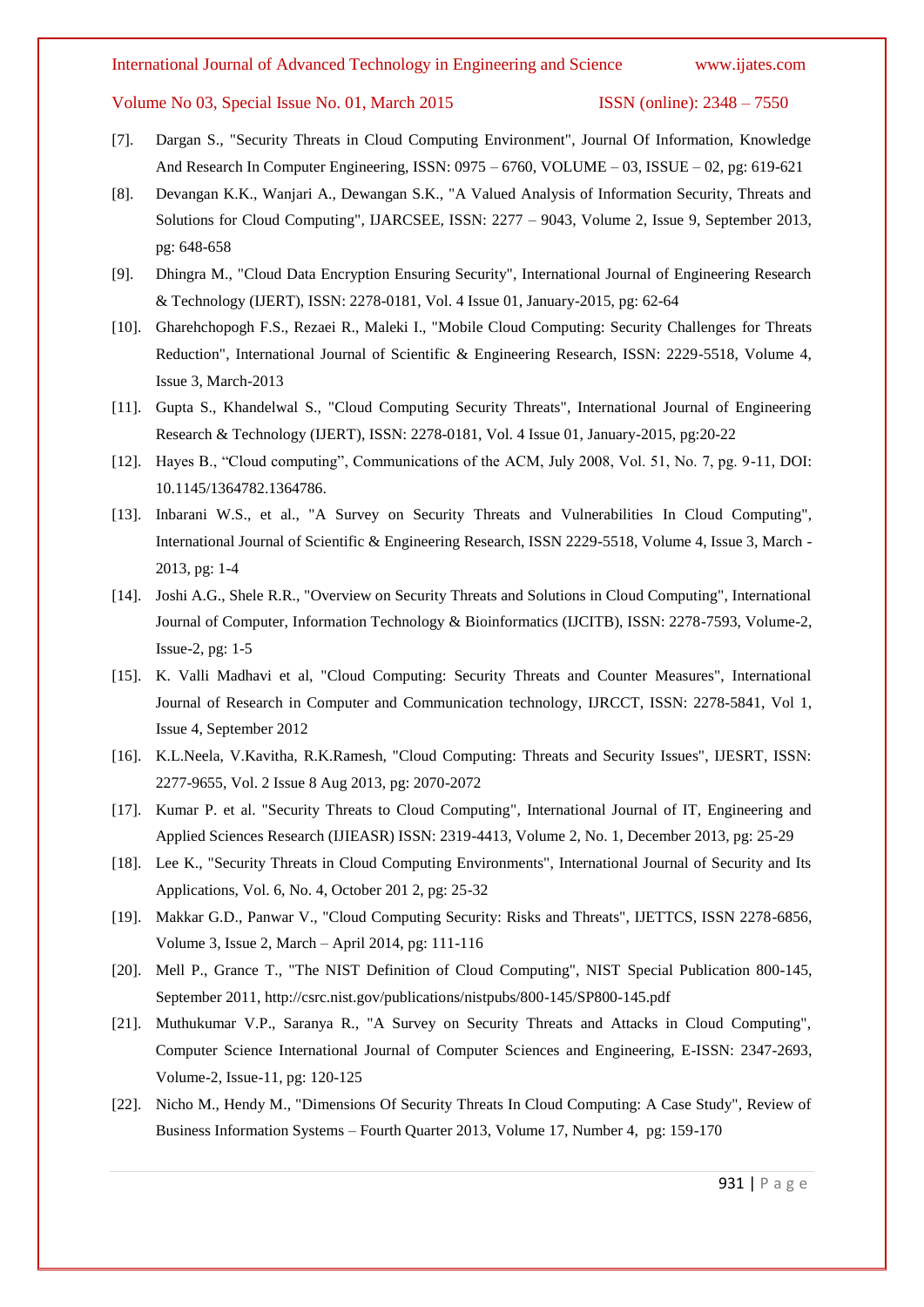[7]. Dargan S., "Security Threats in Cloud Computing Environment", Journal Of Information, Knowledge And Research In Computer Engineering, ISSN: 0975 – 6760, VOLUME – 03, ISSUE – 02, pg: 619-621

[8]. Devangan K.K., Wanjari A., Dewangan S.K., "A Valued Analysis of Information Security, Threats and Solutions for Cloud Computing", IJARCSEE, ISSN: 2277 – 9043, Volume 2, Issue 9, September 2013, pg: 648-658

[9]. Dhingra M., "Cloud Data Encryption Ensuring Security", International Journal of Engineering Research & Technology (IJERT), ISSN: 2278-0181, Vol. 4 Issue 01, January-2015, pg: 62-64

[10]. Gharehchopogh F.S., Rezaei R., Maleki I., "Mobile Cloud Computing: Security Challenges for Threats Reduction", International Journal of Scientific & Engineering Research, ISSN: 2229-5518, Volume 4, Issue 3, March-2013

[11]. Gupta S., Khandelwal S., "Cloud Computing Security Threats", International Journal of Engineering Research & Technology (IJERT), ISSN: 2278-0181, Vol. 4 Issue 01, January-2015, pg:20-22

[12]. Hayes B., "Cloud computing", Communications of the ACM, July 2008, Vol. 51, No. 7, pg. 9-11, DOI: 10.1145/1364782.1364786.

[13]. Inbarani W.S., et al., "A Survey on Security Threats and Vulnerabilities In Cloud Computing", International Journal of Scientific & Engineering Research, ISSN 2229-5518, Volume 4, Issue 3, March -2013, pg: 1-4

[14]. Joshi A.G., Shele R.R., "Overview on Security Threats and Solutions in Cloud Computing", International Journal of Computer, Information Technology & Bioinformatics (IJCITB), ISSN: 2278-7593, Volume-2, Issue-2, pg: 1-5

[15]. K. Valli Madhavi et al, "Cloud Computing: Security Threats and Counter Measures", International Journal of Research in Computer and Communication technology, IJRCCT, ISSN: 2278-5841, Vol 1, Issue 4, September 2012

[16]. K.L.Neela, V.Kavitha, R.K.Ramesh, "Cloud Computing: Threats and Security Issues", IJESRT, ISSN: 2277-9655, Vol. 2 Issue 8 Aug 2013, pg: 2070-2072

[17]. Kumar P. et al. "Security Threats to Cloud Computing", International Journal of IT, Engineering and Applied Sciences Research (IJIEASR) ISSN: 2319-4413, Volume 2, No. 1, December 2013, pg: 25-29

[18]. Lee K., "Security Threats in Cloud Computing Environments", International Journal of Security and Its Applications, Vol. 6, No. 4, October 201 2, pg: 25-32

[19]. Makkar G.D., Panwar V., "Cloud Computing Security: Risks and Threats", IJETTCS, ISSN 2278-6856, Volume 3, Issue 2, March – April 2014, pg: 111-116

[20]. Mell P., Grance T., "The NIST Definition of Cloud Computing", NIST Special Publication 800-145, September 2011, http://csrc.nist.gov/publications/nistpubs/800-145/SP800-145.pdf

[21]. Muthukumar V.P., Saranya R., "A Survey on Security Threats and Attacks in Cloud Computing", Computer Science International Journal of Computer Sciences and Engineering, E-ISSN: 2347-2693, Volume-2, Issue-11, pg: 120-125

[22]. Nicho M., Hendy M., "Dimensions Of Security Threats In Cloud Computing: A Case Study", Review of Business Information Systems – Fourth Quarter 2013, Volume 17, Number 4, pg: 159-170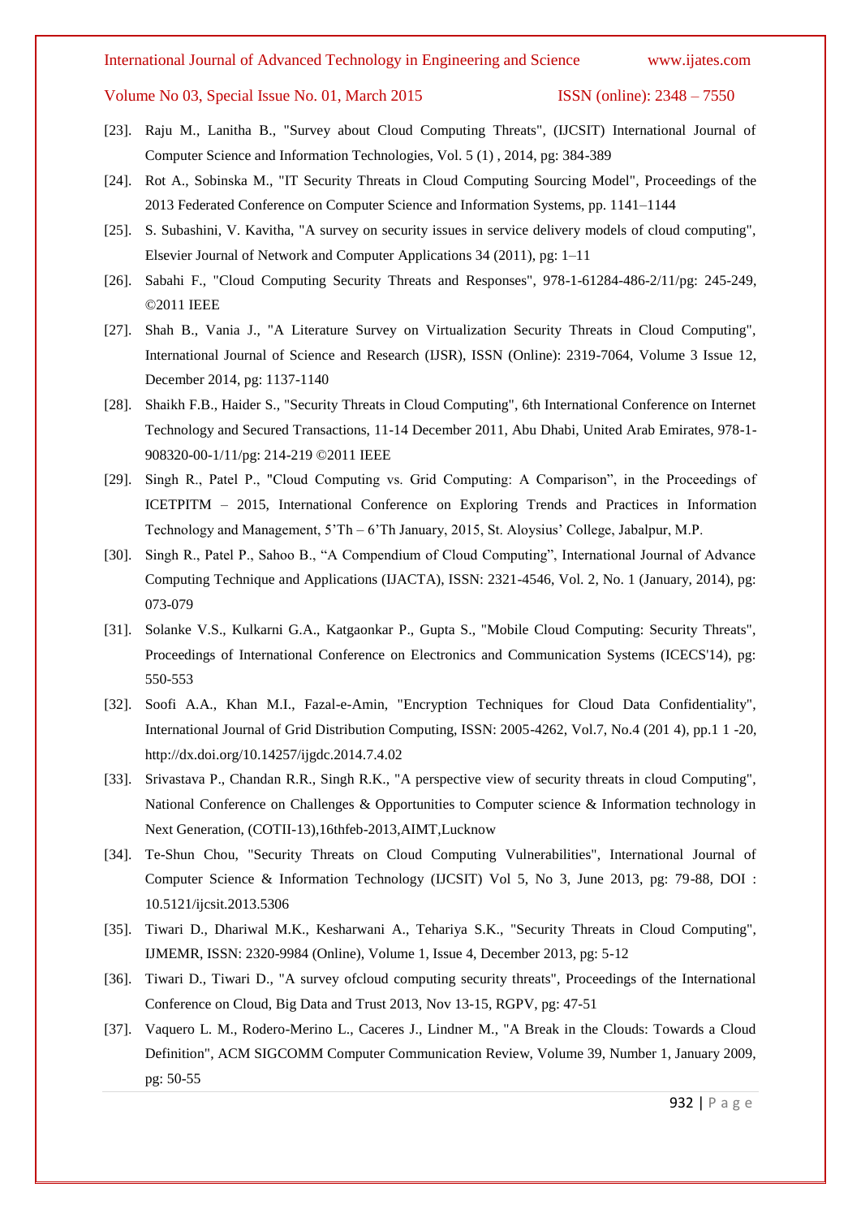[23]. Raju M., Lanitha B., "Survey about Cloud Computing Threats", (IJCSIT) International Journal of Computer Science and Information Technologies, Vol. 5 (1) , 2014, pg: 384-389

[24]. Rot A., Sobinska M., "IT Security Threats in Cloud Computing Sourcing Model", Proceedings of the 2013 Federated Conference on Computer Science and Information Systems, pp. 1141–1144

[25]. S. Subashini, V. Kavitha, "A survey on security issues in service delivery models of cloud computing", Elsevier Journal of Network and Computer Applications 34 (2011), pg: 1–11

[26]. Sabahi F., "Cloud Computing Security Threats and Responses", 978-1-61284-486-2/11/pg: 245-249, ©2011 IEEE

[27]. Shah B., Vania J., "A Literature Survey on Virtualization Security Threats in Cloud Computing", International Journal of Science and Research (IJSR), ISSN (Online): 2319-7064, Volume 3 Issue 12, December 2014, pg: 1137-1140

[28]. Shaikh F.B., Haider S., "Security Threats in Cloud Computing", 6th International Conference on Internet Technology and Secured Transactions, 11-14 December 2011, Abu Dhabi, United Arab Emirates, 978-1-908320-00-1/11/pg: 214-219 ©2011 IEEE

[29]. Singh R., Patel P., "Cloud Computing vs. Grid Computing: A Comparison", in the Proceedings of ICETPITM – 2015, International Conference on Exploring Trends and Practices in Information Technology and Management, 5'Th – 6'Th January, 2015, St. Aloysius' College, Jabalpur, M.P.

[30]. Singh R., Patel P., Sahoo B., "A Compendium of Cloud Computing", International Journal of Advance Computing Technique and Applications (IJACTA), ISSN: 2321-4546, Vol. 2, No. 1 (January, 2014), pg: 073-079

[31]. Solanke V.S., Kulkarni G.A., Katgaonkar P., Gupta S., "Mobile Cloud Computing: Security Threats", Proceedings of International Conference on Electronics and Communication Systems (ICECS'14), pg: 550-553

[32]. Soofi A.A., Khan M.I., Fazal-e-Amin, "Encryption Techniques for Cloud Data Confidentiality", International Journal of Grid Distribution Computing, ISSN: 2005-4262, Vol.7, No.4 (201 4), pp.1 1 -20, http://dx.doi.org/10.14257/ijgdc.2014.7.4.02

[33]. Srivastava P., Chandan R.R., Singh R.K., "A perspective view of security threats in cloud Computing", National Conference on Challenges & Opportunities to Computer science & Information technology in Next Generation, (COTII-13),16thfeb-2013,AIMT,Lucknow

[34]. Te-Shun Chou, "Security Threats on Cloud Computing Vulnerabilities", International Journal of Computer Science & Information Technology (IJCSIT) Vol 5, No 3, June 2013, pg: 79-88, DOI : 10.5121/ijcsit.2013.5306

[35]. Tiwari D., Dhariwal M.K., Kesharwani A., Tehariya S.K., "Security Threats in Cloud Computing", IJMEMR, ISSN: 2320-9984 (Online), Volume 1, Issue 4, December 2013, pg: 5-12

[36]. Tiwari D., Tiwari D., "A survey ofcloud computing security threats", Proceedings of the International Conference on Cloud, Big Data and Trust 2013, Nov 13-15, RGPV, pg: 47-51

[37]. Vaquero L. M., Rodero-Merino L., Caceres J., Lindner M., "A Break in the Clouds: Towards a Cloud Definition", ACM SIGCOMM Computer Communication Review, Volume 39, Number 1, January 2009, pg: 50-55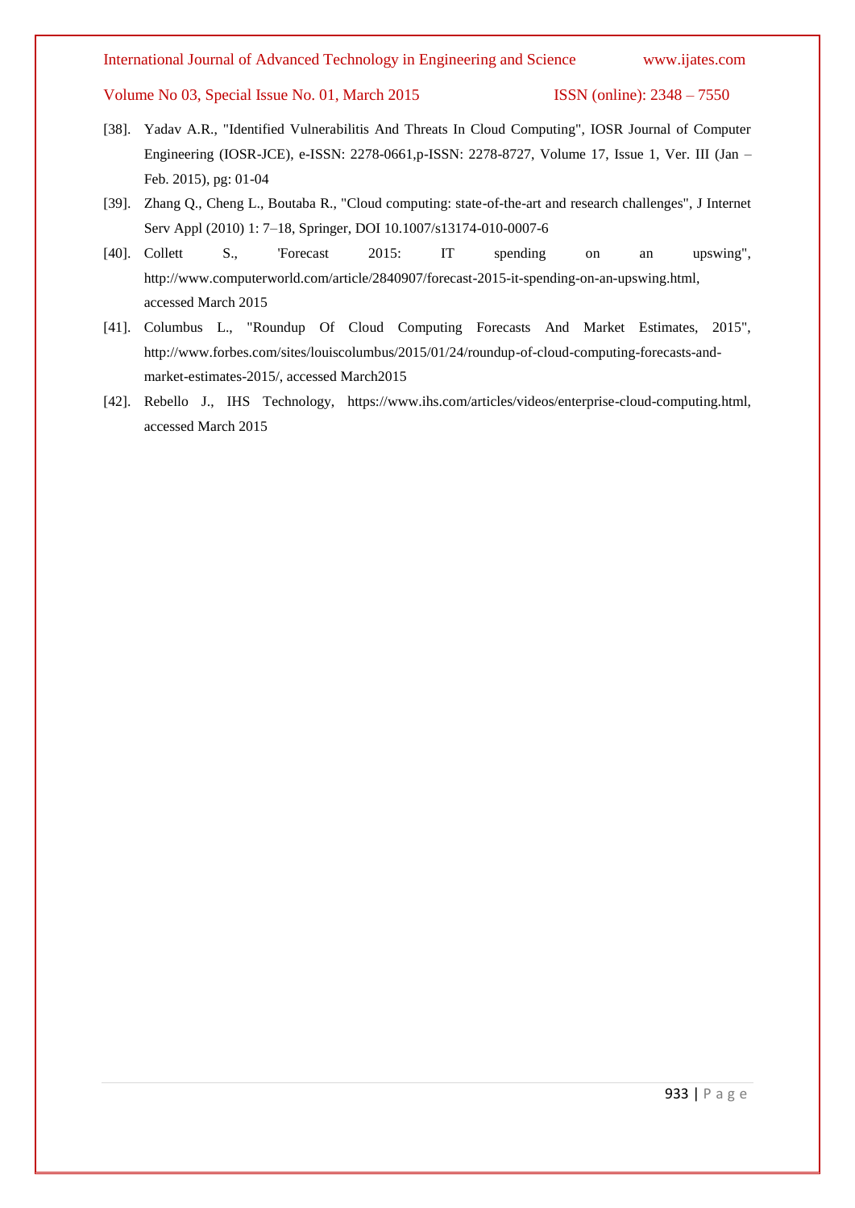[38]. Yadav A.R., "Identified Vulnerabilitis And Threats In Cloud Computing", IOSR Journal of Computer Engineering (IOSR-JCE), e-ISSN: 2278-0661,p-ISSN: 2278-8727, Volume 17, Issue 1, Ver. III (Jan – Feb. 2015), pg: 01-04

[39]. Zhang Q., Cheng L., Boutaba R., "Cloud computing: state-of-the-art and research challenges", J Internet Serv Appl (2010) 1: 7–18, Springer, DOI 10.1007/s13174-010-0007-6

[40]. Collett S., 'Forecast 2015: IT spending on an upswing", http://www.computerworld.com/article/2840907/forecast-2015-it-spending-on-an-upswing.html, accessed March 2015

[41]. Columbus L., "Roundup Of Cloud Computing Forecasts And Market Estimates, 2015", http://www.forbes.com/sites/louiscolumbus/2015/01/24/roundup-of-cloud-computing-forecasts-and-market-estimates-2015/, accessed March2015

[42]. Rebello J., IHS Technology, https://www.ihs.com/articles/videos/enterprise-cloud-computing.html, accessed March 2015